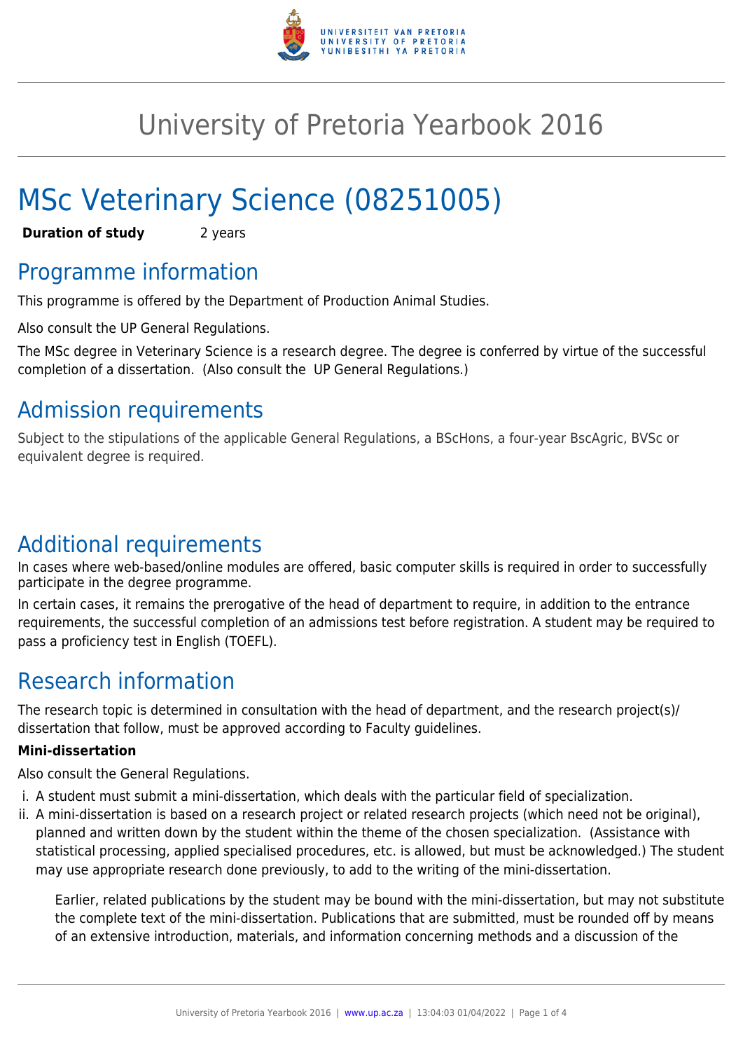# University of Pretoria Yearbook 2016

# MSc Veterinary Science (08251005)

**Duration of study** 2 years

## Programme information

This programme is offered by the Department of Production Animal Studies.

Also consult the UP General Regulations.

The MSc degree in Veterinary Science is a research degree. The degree is conferred by virtue of the successful completion of a dissertation. (Also consult the UP General Regulations.)

## Admission requirements

Subject to the stipulations of the applicable General Regulations, a BScHons, a four-year BscAgric, BVSc or equivalent degree is required.

## Additional requirements

In cases where web-based/online modules are offered, basic computer skills is required in order to successfully participate in the degree programme.

In certain cases, it remains the prerogative of the head of department to require, in addition to the entrance requirements, the successful completion of an admissions test before registration. A student may be required to pass a proficiency test in English (TOEFL).

## Research information

The research topic is determined in consultation with the head of department, and the research project(s)/ dissertation that follow, must be approved according to Faculty guidelines.

**Mini-dissertation**

Also consult the General Regulations.

i. A student must submit a mini-dissertation, which deals with the particular field of specialization.
ii. A mini-dissertation is based on a research project or related research projects (which need not be original), planned and written down by the student within the theme of the chosen specialization. (Assistance with statistical processing, applied specialised procedures, etc. is allowed, but must be acknowledged.) The student may use appropriate research done previously, to add to the writing of the mini-dissertation.

    Earlier, related publications by the student may be bound with the mini-dissertation, but may not substitute the complete text of the mini-dissertation. Publications that are submitted, must be rounded off by means of an extensive introduction, materials, and information concerning methods and a discussion of the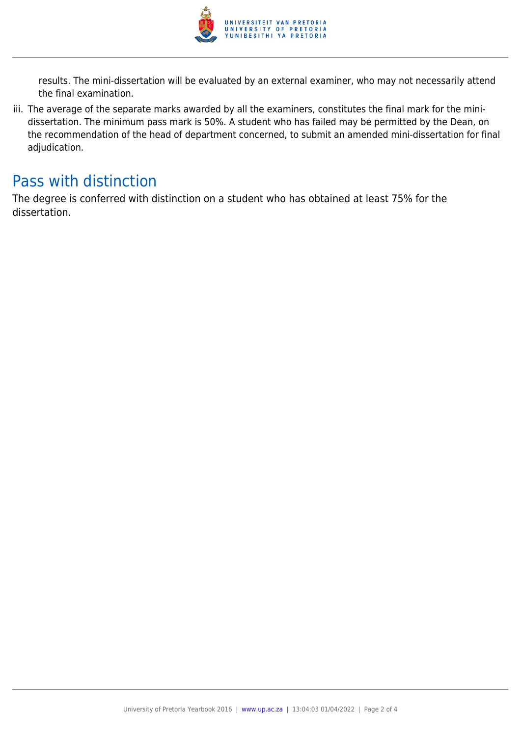results. The mini-dissertation will be evaluated by an external examiner, who may not necessarily attend the final examination.

iii. The average of the separate marks awarded by all the examiners, constitutes the final mark for the mini-dissertation. The minimum pass mark is 50%. A student who has failed may be permitted by the Dean, on the recommendation of the head of department concerned, to submit an amended mini-dissertation for final adjudication.

## Pass with distinction

The degree is conferred with distinction on a student who has obtained at least 75% for the dissertation.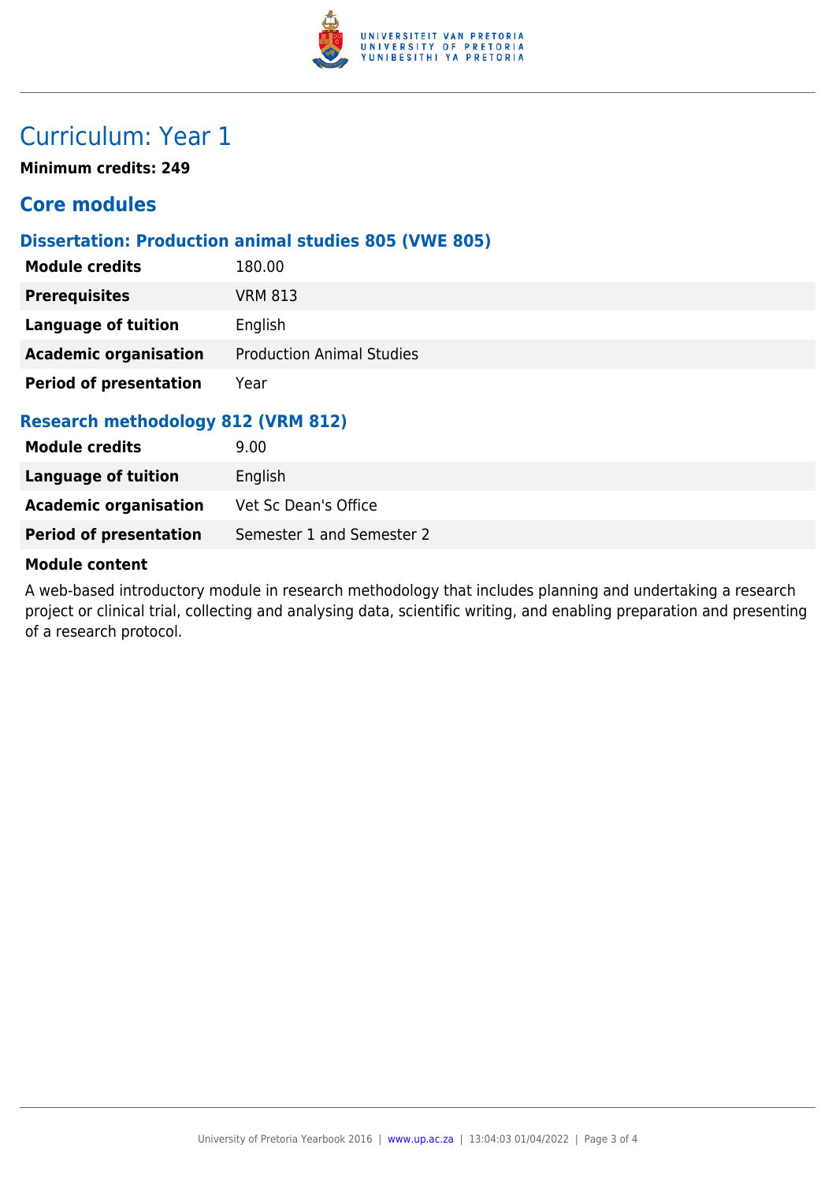# Curriculum: Year 1

**Minimum credits: 249**

## Core modules

### Dissertation: Production animal studies 805 (VWE 805)

| | |
|---|---|
| **Module credits** | 180.00 |
| **Prerequisites** | VRM 813 |
| **Language of tuition** | English |
| **Academic organisation** | Production Animal Studies |
| **Period of presentation** | Year |

### Research methodology 812 (VRM 812)

| | |
|---|---|
| **Module credits** | 9.00 |
| **Language of tuition** | English |
| **Academic organisation** | Vet Sc Dean's Office |
| **Period of presentation** | Semester 1 and Semester 2 |

**Module content**

A web-based introductory module in research methodology that includes planning and undertaking a research project or clinical trial, collecting and analysing data, scientific writing, and enabling preparation and presenting of a research protocol.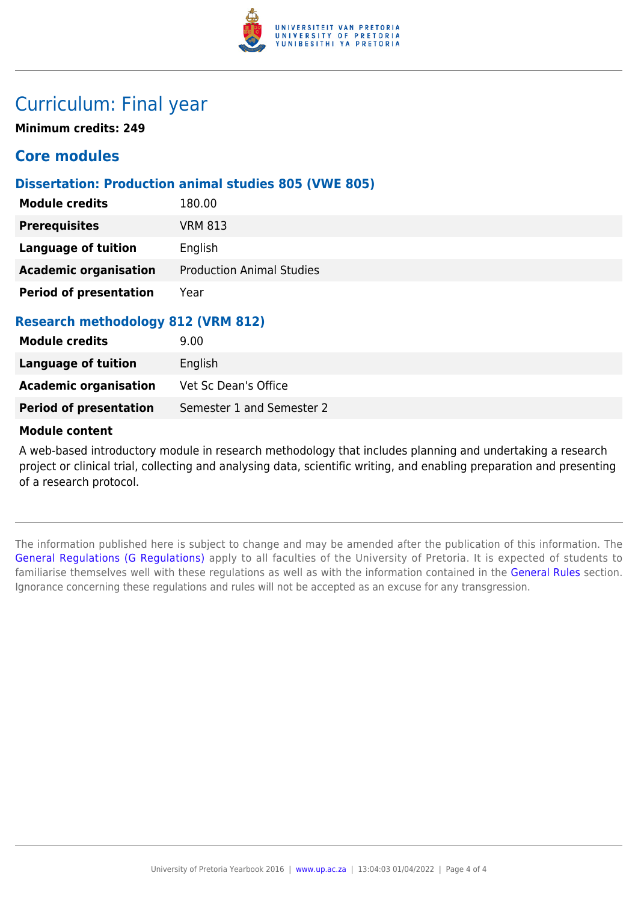## Curriculum: Final year

**Minimum credits: 249**

### Core modules

#### Dissertation: Production animal studies 805 (VWE 805)

| | |
|---|---|
| **Module credits** | 180.00 |
| **Prerequisites** | VRM 813 |
| **Language of tuition** | English |
| **Academic organisation** | Production Animal Studies |
| **Period of presentation** | Year |

#### Research methodology 812 (VRM 812)

| | |
|---|---|
| **Module credits** | 9.00 |
| **Language of tuition** | English |
| **Academic organisation** | Vet Sc Dean's Office |
| **Period of presentation** | Semester 1 and Semester 2 |

**Module content**

A web-based introductory module in research methodology that includes planning and undertaking a research project or clinical trial, collecting and analysing data, scientific writing, and enabling preparation and presenting of a research protocol.

---

The information published here is subject to change and may be amended after the publication of this information. The General Regulations (G Regulations) apply to all faculties of the University of Pretoria. It is expected of students to familiarise themselves well with these regulations as well as with the information contained in the General Rules section. Ignorance concerning these regulations and rules will not be accepted as an excuse for any transgression.